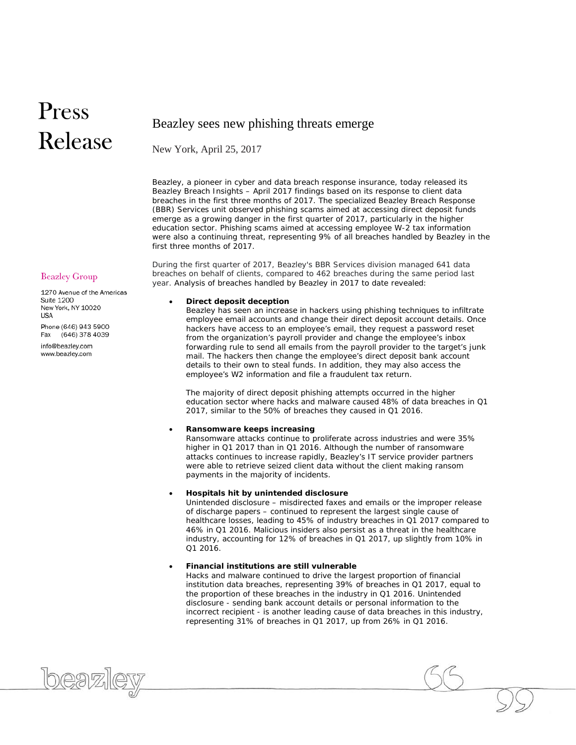# Press Release

## Beazley sees new phishing threats emerge

New York, April 25, 2017

Beazley, a pioneer in cyber and data breach response insurance, today released its Beazley Breach Insights – April 2017 findings based on its response to client data breaches in the first three months of 2017. The specialized Beazley Breach Response (BBR) Services unit observed phishing scams aimed at accessing direct deposit funds emerge as a growing danger in the first quarter of 2017, particularly in the higher education sector. Phishing scams aimed at accessing employee W-2 tax information were also a continuing threat, representing 9% of all breaches handled by Beazley in the first three months of 2017.

During the first quarter of 2017, Beazley's BBR Services division managed 641 data breaches on behalf of clients, compared to 462 breaches during the same period last year. Analysis of breaches handled by Beazley in 2017 to date revealed:

- **Direct deposit deception**
  Beazley has seen an increase in hackers using phishing techniques to infiltrate employee email accounts and change their direct deposit account details. Once hackers have access to an employee's email, they request a password reset from the organization's payroll provider and change the employee's inbox forwarding rule to send all emails from the payroll provider to the target's junk mail. The hackers then change the employee's direct deposit bank account details to their own to steal funds. In addition, they may also access the employee's W2 information and file a fraudulent tax return.

  The majority of direct deposit phishing attempts occurred in the higher education sector where hacks and malware caused 48% of data breaches in Q1 2017, similar to the 50% of breaches they caused in Q1 2016.

- **Ransomware keeps increasing**
  Ransomware attacks continue to proliferate across industries and were 35% higher in Q1 2017 than in Q1 2016. Although the number of ransomware attacks continues to increase rapidly, Beazley's IT service provider partners were able to retrieve seized client data without the client making ransom payments in the majority of incidents.

- **Hospitals hit by unintended disclosure**
  Unintended disclosure – misdirected faxes and emails or the improper release of discharge papers – continued to represent the largest single cause of healthcare losses, leading to 45% of industry breaches in Q1 2017 compared to 46% in Q1 2016. Malicious insiders also persist as a threat in the healthcare industry, accounting for 12% of breaches in Q1 2017, up slightly from 10% in Q1 2016.

- **Financial institutions are still vulnerable**
  Hacks and malware continued to drive the largest proportion of financial institution data breaches, representing 39% of breaches in Q1 2017, equal to the proportion of these breaches in the industry in Q1 2016. Unintended disclosure - sending bank account details or personal information to the incorrect recipient - is another leading cause of data breaches in this industry, representing 31% of breaches in Q1 2017, up from 26% in Q1 2016.

Beazley Group

1270 Avenue of the Americas
Suite 1200
New York, NY 10020
USA

Phone (646) 943 5900
Fax (646) 378 4039

info@beazley.com
www.beazley.com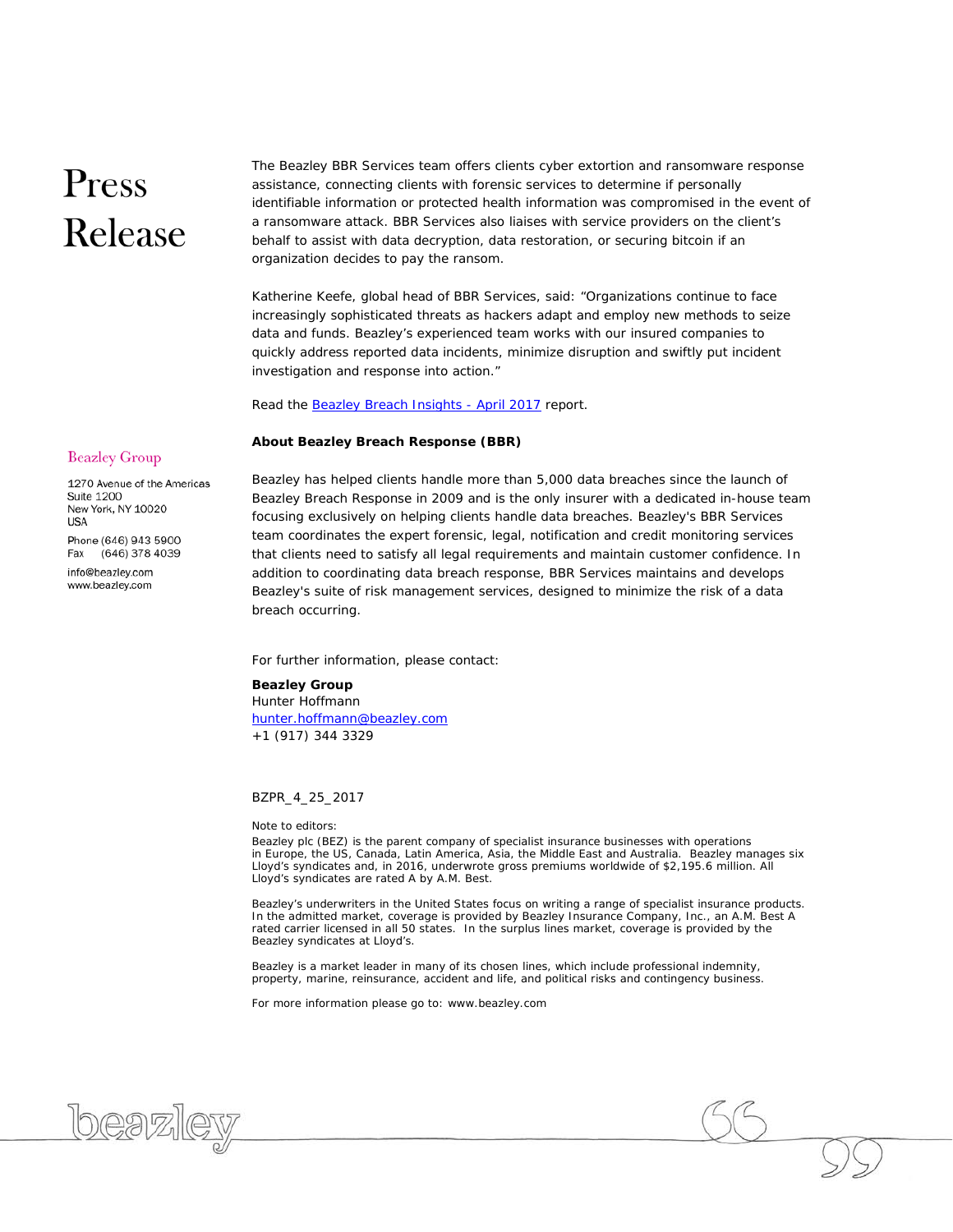# Press Release

The Beazley BBR Services team offers clients cyber extortion and ransomware response assistance, connecting clients with forensic services to determine if personally identifiable information or protected health information was compromised in the event of a ransomware attack. BBR Services also liaises with service providers on the client's behalf to assist with data decryption, data restoration, or securing bitcoin if an organization decides to pay the ransom.

Katherine Keefe, global head of BBR Services, said: "Organizations continue to face increasingly sophisticated threats as hackers adapt and employ new methods to seize data and funds. Beazley's experienced team works with our insured companies to quickly address reported data incidents, minimize disruption and swiftly put incident investigation and response into action."

Read the Beazley Breach Insights - April 2017 report.

**About Beazley Breach Response (BBR)**

Beazley has helped clients handle more than 5,000 data breaches since the launch of Beazley Breach Response in 2009 and is the only insurer with a dedicated in-house team focusing exclusively on helping clients handle data breaches. Beazley's BBR Services team coordinates the expert forensic, legal, notification and credit monitoring services that clients need to satisfy all legal requirements and maintain customer confidence. In addition to coordinating data breach response, BBR Services maintains and develops Beazley's suite of risk management services, designed to minimize the risk of a data breach occurring.

Beazley Group

1270 Avenue of the Americas
Suite 1200
New York, NY 10020
USA

Phone (646) 943 5900
Fax (646) 378 4039

info@beazley.com
www.beazley.com

For further information, please contact:

**Beazley Group**
Hunter Hoffmann
hunter.hoffmann@beazley.com
+1 (917) 344 3329

BZPR_4_25_2017

Note to editors:
Beazley plc (BEZ) is the parent company of specialist insurance businesses with operations in Europe, the US, Canada, Latin America, Asia, the Middle East and Australia. Beazley manages six Lloyd's syndicates and, in 2016, underwrote gross premiums worldwide of $2,195.6 million. All Lloyd's syndicates are rated A by A.M. Best.

Beazley's underwriters in the United States focus on writing a range of specialist insurance products. In the admitted market, coverage is provided by Beazley Insurance Company, Inc., an A.M. Best A rated carrier licensed in all 50 states. In the surplus lines market, coverage is provided by the Beazley syndicates at Lloyd's.

Beazley is a market leader in many of its chosen lines, which include professional indemnity, property, marine, reinsurance, accident and life, and political risks and contingency business.

For more information please go to: www.beazley.com